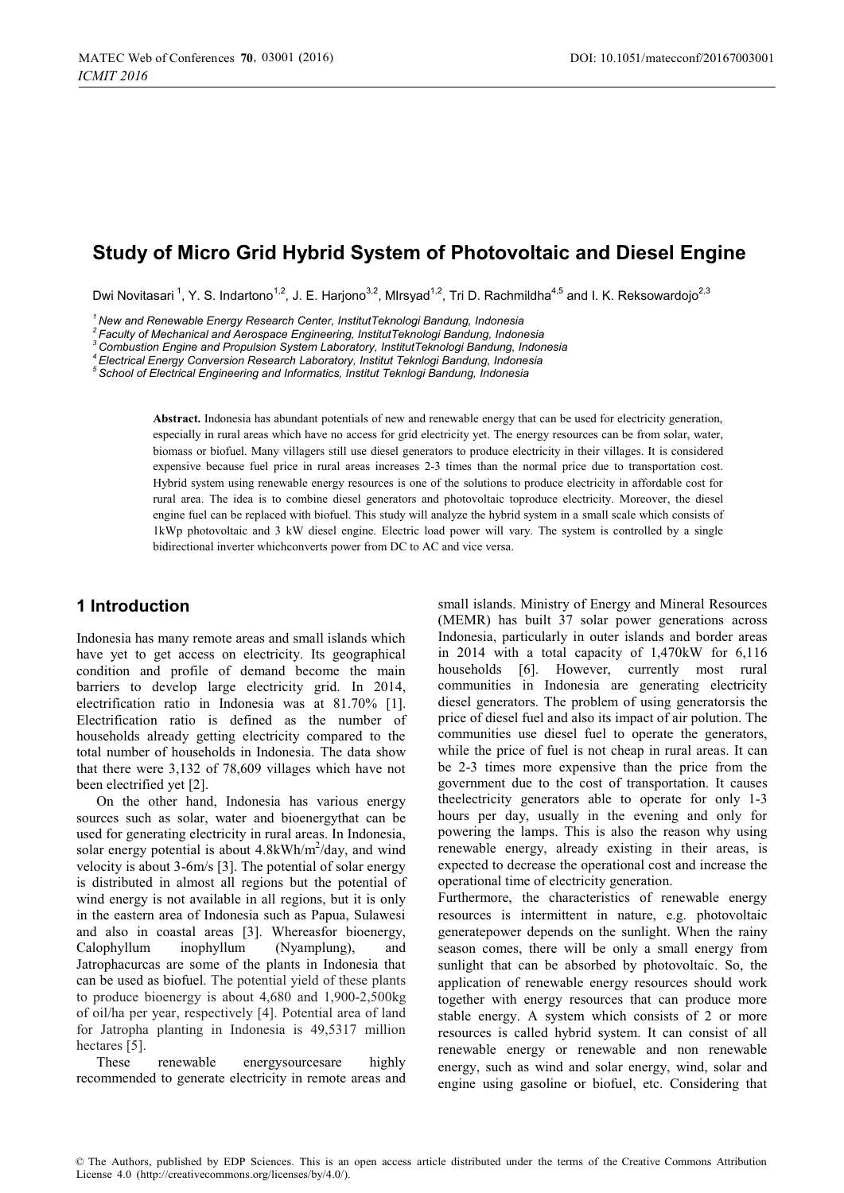# Study of Micro Grid Hybrid System of Photovoltaic and Diesel Engine

Dwi Novitasari [1], Y. S. Indartono[1,2], J. E. Harjono[3,2], MIrsyad[1,2], Tri D. Rachmildha[4,5] and I. K. Reksowardojo[2,3]

[1] *New and Renewable Energy Research Center, InstitutTeknologi Bandung, Indonesia*
[2] *Faculty of Mechanical and Aerospace Engineering, InstitutTeknologi Bandung, Indonesia*
[3] *Combustion Engine and Propulsion System Laboratory, InstitutTeknologi Bandung, Indonesia*
[4] *Electrical Energy Conversion Research Laboratory, Institut Teknlogi Bandung, Indonesia*
[5] *School of Electrical Engineering and Informatics, Institut Teknlogi Bandung, Indonesia*

**Abstract.** Indonesia has abundant potentials of new and renewable energy that can be used for electricity generation, especially in rural areas which have no access for grid electricity yet. The energy resources can be from solar, water, biomass or biofuel. Many villagers still use diesel generators to produce electricity in their villages. It is considered expensive because fuel price in rural areas increases 2-3 times than the normal price due to transportation cost. Hybrid system using renewable energy resources is one of the solutions to produce electricity in affordable cost for rural area. The idea is to combine diesel generators and photovoltaic toproduce electricity. Moreover, the diesel engine fuel can be replaced with biofuel. This study will analyze the hybrid system in a small scale which consists of 1kWp photovoltaic and 3 kW diesel engine. Electric load power will vary. The system is controlled by a single bidirectional inverter whichconverts power from DC to AC and vice versa.

## 1 Introduction

Indonesia has many remote areas and small islands which have yet to get access on electricity. Its geographical condition and profile of demand become the main barriers to develop large electricity grid. In 2014, electrification ratio in Indonesia was at 81.70% [1]. Electrification ratio is defined as the number of households already getting electricity compared to the total number of households in Indonesia. The data show that there were 3,132 of 78,609 villages which have not been electrified yet [2].

On the other hand, Indonesia has various energy sources such as solar, water and bioenergythat can be used for generating electricity in rural areas. In Indonesia, solar energy potential is about 4.8kWh/m$^2$/day, and wind velocity is about 3-6m/s [3]. The potential of solar energy is distributed in almost all regions but the potential of wind energy is not available in all regions, but it is only in the eastern area of Indonesia such as Papua, Sulawesi and also in coastal areas [3]. Whereasfor bioenergy, Calophyllum inophyllum (Nyamplung), and Jatrophacurcas are some of the plants in Indonesia that can be used as biofuel. The potential yield of these plants to produce bioenergy is about 4,680 and 1,900-2,500kg of oil/ha per year, respectively [4]. Potential area of land for Jatropha planting in Indonesia is 49,5317 million hectares [5].

These renewable energysourcesare highly recommended to generate electricity in remote areas and small islands. Ministry of Energy and Mineral Resources (MEMR) has built 37 solar power generations across Indonesia, particularly in outer islands and border areas in 2014 with a total capacity of 1,470kW for 6,116 households [6]. However, currently most rural communities in Indonesia are generating electricity diesel generators. The problem of using generatorsis the price of diesel fuel and also its impact of air polution. The communities use diesel fuel to operate the generators, while the price of fuel is not cheap in rural areas. It can be 2-3 times more expensive than the price from the government due to the cost of transportation. It causes theelectricity generators able to operate for only 1-3 hours per day, usually in the evening and only for powering the lamps. This is also the reason why using renewable energy, already existing in their areas, is expected to decrease the operational cost and increase the operational time of electricity generation.

Furthermore, the characteristics of renewable energy resources is intermittent in nature, e.g. photovoltaic generatepower depends on the sunlight. When the rainy season comes, there will be only a small energy from sunlight that can be absorbed by photovoltaic. So, the application of renewable energy resources should work together with energy resources that can produce more stable energy. A system which consists of 2 or more resources is called hybrid system. It can consist of all renewable energy or renewable and non renewable energy, such as wind and solar energy, wind, solar and engine using gasoline or biofuel, etc. Considering that

© The Authors, published by EDP Sciences. This is an open access article distributed under the terms of the Creative Commons Attribution License 4.0 (http://creativecommons.org/licenses/by/4.0/).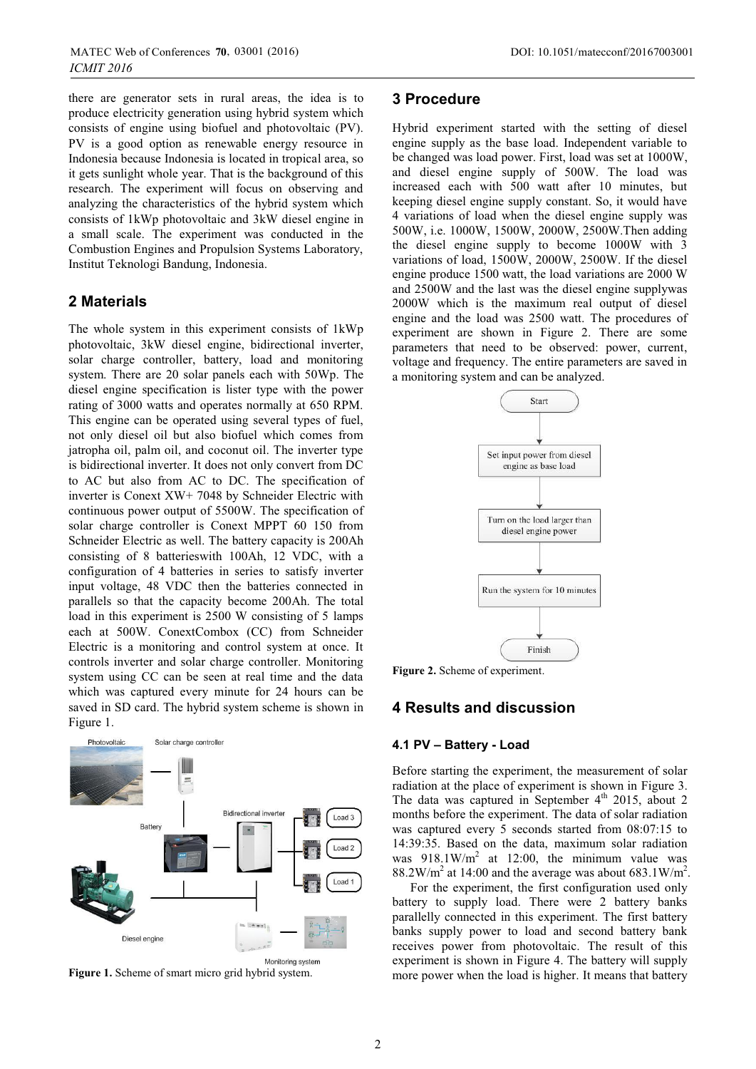there are generator sets in rural areas, the idea is to produce electricity generation using hybrid system which consists of engine using biofuel and photovoltaic (PV). PV is a good option as renewable energy resource in Indonesia because Indonesia is located in tropical area, so it gets sunlight whole year. That is the background of this research. The experiment will focus on observing and analyzing the characteristics of the hybrid system which consists of 1kWp photovoltaic and 3kW diesel engine in a small scale. The experiment was conducted in the Combustion Engines and Propulsion Systems Laboratory, Institut Teknologi Bandung, Indonesia.

## 2 Materials

The whole system in this experiment consists of 1kWp photovoltaic, 3kW diesel engine, bidirectional inverter, solar charge controller, battery, load and monitoring system. There are 20 solar panels each with 50Wp. The diesel engine specification is lister type with the power rating of 3000 watts and operates normally at 650 RPM. This engine can be operated using several types of fuel, not only diesel oil but also biofuel which comes from jatropha oil, palm oil, and coconut oil. The inverter type is bidirectional inverter. It does not only convert from DC to AC but also from AC to DC. The specification of inverter is Conext XW+ 7048 by Schneider Electric with continuous power output of 5500W. The specification of solar charge controller is Conext MPPT 60 150 from Schneider Electric as well. The battery capacity is 200Ah consisting of 8 batterieswith 100Ah, 12 VDC, with a configuration of 4 batteries in series to satisfy inverter input voltage, 48 VDC then the batteries connected in parallels so that the capacity become 200Ah. The total load in this experiment is 2500 W consisting of 5 lamps each at 500W. ConextCombox (CC) from Schneider Electric is a monitoring and control system at once. It controls inverter and solar charge controller. Monitoring system using CC can be seen at real time and the data which was captured every minute for 24 hours can be saved in SD card. The hybrid system scheme is shown in Figure 1.

**Figure 1.** Scheme of smart micro grid hybrid system.

## 3 Procedure

Hybrid experiment started with the setting of diesel engine supply as the base load. Independent variable to be changed was load power. First, load was set at 1000W, and diesel engine supply of 500W. The load was increased each with 500 watt after 10 minutes, but keeping diesel engine supply constant. So, it would have 4 variations of load when the diesel engine supply was 500W, i.e. 1000W, 1500W, 2000W, 2500W.Then adding the diesel engine supply to become 1000W with 3 variations of load, 1500W, 2000W, 2500W. If the diesel engine produce 1500 watt, the load variations are 2000 W and 2500W and the last was the diesel engine supplywas 2000W which is the maximum real output of diesel engine and the load was 2500 watt. The procedures of experiment are shown in Figure 2. There are some parameters that need to be observed: power, current, voltage and frequency. The entire parameters are saved in a monitoring system and can be analyzed.

**Figure 2.** Scheme of experiment.

## 4 Results and discussion

### 4.1 PV – Battery - Load

Before starting the experiment, the measurement of solar radiation at the place of experiment is shown in Figure 3. The data was captured in September 4th 2015, about 2 months before the experiment. The data of solar radiation was captured every 5 seconds started from 08:07:15 to 14:39:35. Based on the data, maximum solar radiation was 918.1W/m$^2$ at 12:00, the minimum value was 88.2W/m$^2$ at 14:00 and the average was about 683.1W/m$^2$.

For the experiment, the first configuration used only battery to supply load. There were 2 battery banks parallelly connected in this experiment. The first battery banks supply power to load and second battery bank receives power from photovoltaic. The result of this experiment is shown in Figure 4. The battery will supply more power when the load is higher. It means that battery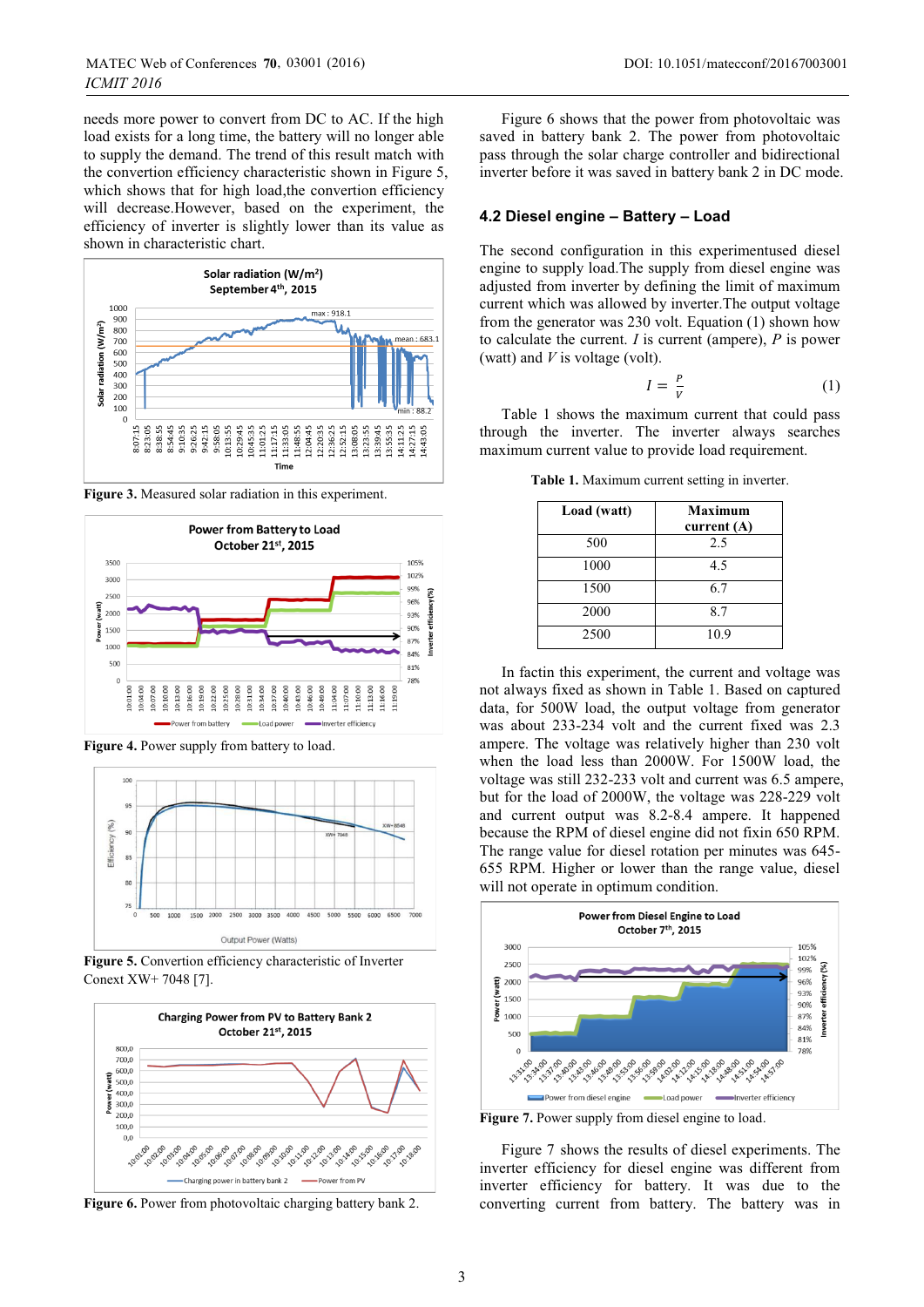needs more power to convert from DC to AC. If the high load exists for a long time, the battery will no longer able to supply the demand. The trend of this result match with the convertion efficiency characteristic shown in Figure 5, which shows that for high load,the convertion efficiency will decrease.However, based on the experiment, the efficiency of inverter is slightly lower than its value as shown in characteristic chart.

**Figure 3.** Measured solar radiation in this experiment.

**Figure 4.** Power supply from battery to load.

**Figure 5.** Convertion efficiency characteristic of Inverter Conext XW+ 7048 [7].

**Figure 6.** Power from photovoltaic charging battery bank 2.

Figure 6 shows that the power from photovoltaic was saved in battery bank 2. The power from photovoltaic pass through the solar charge controller and bidirectional inverter before it was saved in battery bank 2 in DC mode.

## 4.2 Diesel engine – Battery – Load

The second configuration in this experimentused diesel engine to supply load.The supply from diesel engine was adjusted from inverter by defining the limit of maximum current which was allowed by inverter.The output voltage from the generator was 230 volt. Equation (1) shown how to calculate the current. *I* is current (ampere), *P* is power (watt) and *V* is voltage (volt).

$$I = \frac{P}{V} \tag{1}$$

Table 1 shows the maximum current that could pass through the inverter. The inverter always searches maximum current value to provide load requirement.

**Table 1.** Maximum current setting in inverter.

| Load (watt) | Maximum current (A) |
|---|---|
| 500 | 2.5 |
| 1000 | 4.5 |
| 1500 | 6.7 |
| 2000 | 8.7 |
| 2500 | 10.9 |

In factin this experiment, the current and voltage was not always fixed as shown in Table 1. Based on captured data, for 500W load, the output voltage from generator was about 233-234 volt and the current fixed was 2.3 ampere. The voltage was relatively higher than 230 volt when the load less than 2000W. For 1500W load, the voltage was still 232-233 volt and current was 6.5 ampere, but for the load of 2000W, the voltage was 228-229 volt and current output was 8.2-8.4 ampere. It happened because the RPM of diesel engine did not fixin 650 RPM. The range value for diesel rotation per minutes was 645-655 RPM. Higher or lower than the range value, diesel will not operate in optimum condition.

**Figure 7.** Power supply from diesel engine to load.

Figure 7 shows the results of diesel experiments. The inverter efficiency for diesel engine was different from inverter efficiency for battery. It was due to the converting current from battery. The battery was in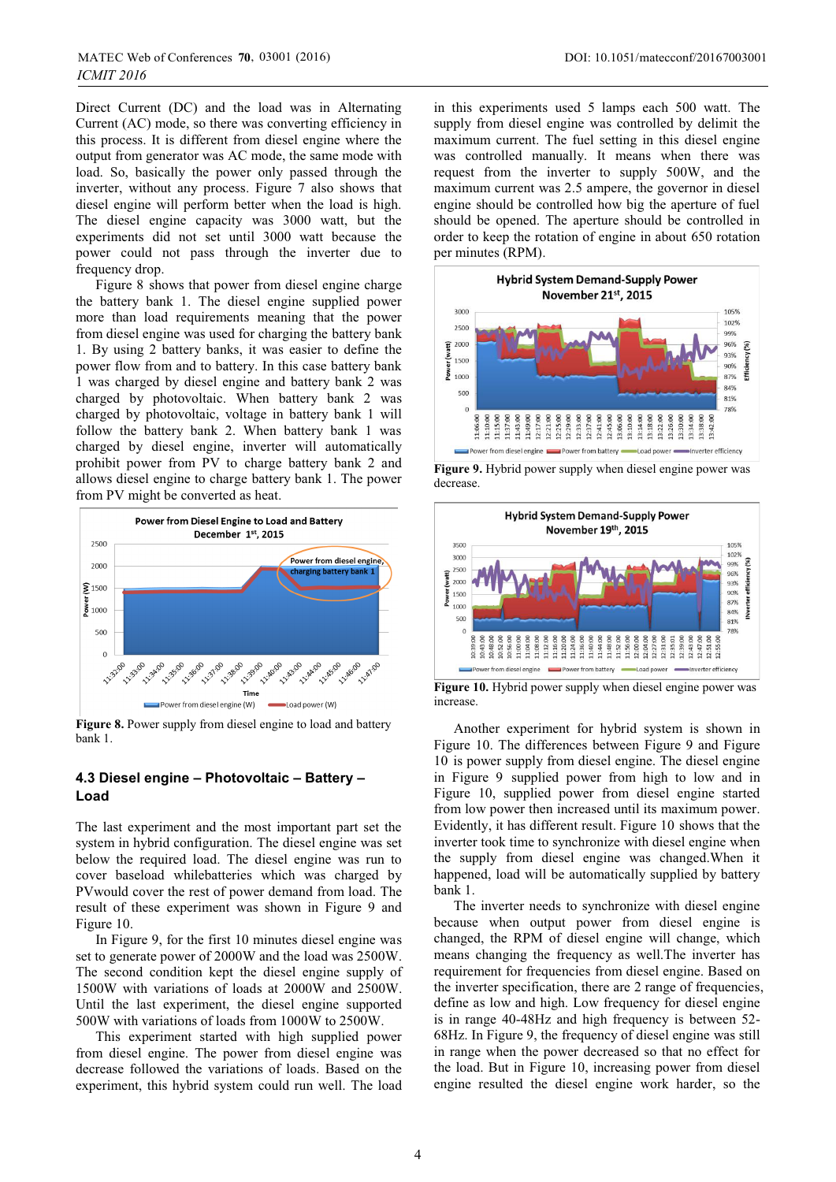Direct Current (DC) and the load was in Alternating Current (AC) mode, so there was converting efficiency in this process. It is different from diesel engine where the output from generator was AC mode, the same mode with load. So, basically the power only passed through the inverter, without any process. Figure 7 also shows that diesel engine will perform better when the load is high. The diesel engine capacity was 3000 watt, but the experiments did not set until 3000 watt because the power could not pass through the inverter due to frequency drop.

Figure 8 shows that power from diesel engine charge the battery bank 1. The diesel engine supplied power more than load requirements meaning that the power from diesel engine was used for charging the battery bank 1. By using 2 battery banks, it was easier to define the power flow from and to battery. In this case battery bank 1 was charged by diesel engine and battery bank 2 was charged by photovoltaic. When battery bank 2 was charged by photovoltaic, voltage in battery bank 1 will follow the battery bank 2. When battery bank 1 was charged by diesel engine, inverter will automatically prohibit power from PV to charge battery bank 2 and allows diesel engine to charge battery bank 1. The power from PV might be converted as heat.

**Figure 8.** Power supply from diesel engine to load and battery bank 1.

### 4.3 Diesel engine – Photovoltaic – Battery – Load

The last experiment and the most important part set the system in hybrid configuration. The diesel engine was set below the required load. The diesel engine was run to cover baseload whilebatteries which was charged by PVwould cover the rest of power demand from load. The result of these experiment was shown in Figure 9 and Figure 10.

In Figure 9, for the first 10 minutes diesel engine was set to generate power of 2000W and the load was 2500W. The second condition kept the diesel engine supply of 1500W with variations of loads at 2000W and 2500W. Until the last experiment, the diesel engine supported 500W with variations of loads from 1000W to 2500W.

This experiment started with high supplied power from diesel engine. The power from diesel engine was decrease followed the variations of loads. Based on the experiment, this hybrid system could run well. The load in this experiments used 5 lamps each 500 watt. The supply from diesel engine was controlled by delimit the maximum current. The fuel setting in this diesel engine was controlled manually. It means when there was request from the inverter to supply 500W, and the maximum current was 2.5 ampere, the governor in diesel engine should be controlled how big the aperture of fuel should be opened. The aperture should be controlled in order to keep the rotation of engine in about 650 rotation per minutes (RPM).

**Figure 9.** Hybrid power supply when diesel engine power was decrease.

**Figure 10.** Hybrid power supply when diesel engine power was increase.

Another experiment for hybrid system is shown in Figure 10. The differences between Figure 9 and Figure 10 is power supply from diesel engine. The diesel engine in Figure 9 supplied power from high to low and in Figure 10, supplied power from diesel engine started from low power then increased until its maximum power. Evidently, it has different result. Figure 10 shows that the inverter took time to synchronize with diesel engine when the supply from diesel engine was changed.When it happened, load will be automatically supplied by battery bank 1.

The inverter needs to synchronize with diesel engine because when output power from diesel engine is changed, the RPM of diesel engine will change, which means changing the frequency as well.The inverter has requirement for frequencies from diesel engine. Based on the inverter specification, there are 2 range of frequencies, define as low and high. Low frequency for diesel engine is in range 40-48Hz and high frequency is between 52-68Hz. In Figure 9, the frequency of diesel engine was still in range when the power decreased so that no effect for the load. But in Figure 10, increasing power from diesel engine resulted the diesel engine work harder, so the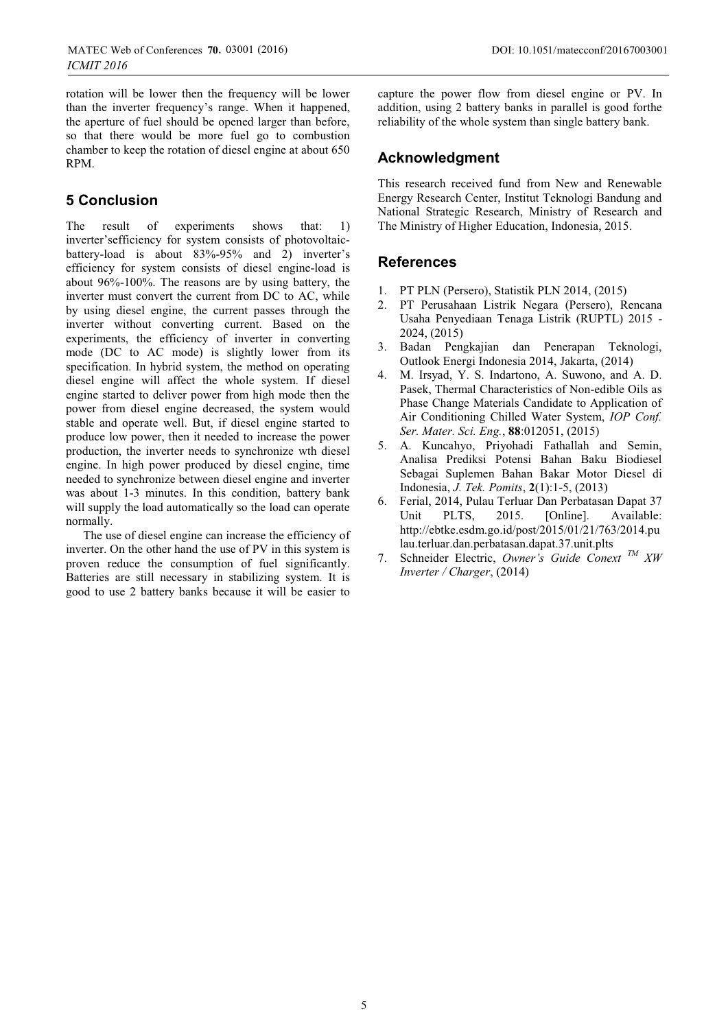rotation will be lower then the frequency will be lower than the inverter frequency's range. When it happened, the aperture of fuel should be opened larger than before, so that there would be more fuel go to combustion chamber to keep the rotation of diesel engine at about 650 RPM.

## 5 Conclusion

The result of experiments shows that: 1) inverter'sefficiency for system consists of photovoltaic-battery-load is about 83%-95% and 2) inverter's efficiency for system consists of diesel engine-load is about 96%-100%. The reasons are by using battery, the inverter must convert the current from DC to AC, while by using diesel engine, the current passes through the inverter without converting current. Based on the experiments, the efficiency of inverter in converting mode (DC to AC mode) is slightly lower from its specification. In hybrid system, the method on operating diesel engine will affect the whole system. If diesel engine started to deliver power from high mode then the power from diesel engine decreased, the system would stable and operate well. But, if diesel engine started to produce low power, then it needed to increase the power production, the inverter needs to synchronize wth diesel engine. In high power produced by diesel engine, time needed to synchronize between diesel engine and inverter was about 1-3 minutes. In this condition, battery bank will supply the load automatically so the load can operate normally.

The use of diesel engine can increase the efficiency of inverter. On the other hand the use of PV in this system is proven reduce the consumption of fuel significantly. Batteries are still necessary in stabilizing system. It is good to use 2 battery banks because it will be easier to capture the power flow from diesel engine or PV. In addition, using 2 battery banks in parallel is good forthe reliability of the whole system than single battery bank.

## Acknowledgment

This research received fund from New and Renewable Energy Research Center, Institut Teknologi Bandung and National Strategic Research, Ministry of Research and The Ministry of Higher Education, Indonesia, 2015.

## References

1. PT PLN (Persero), Statistik PLN 2014, (2015)
2. PT Perusahaan Listrik Negara (Persero), Rencana Usaha Penyediaan Tenaga Listrik (RUPTL) 2015 - 2024, (2015)
3. Badan Pengkajian dan Penerapan Teknologi, Outlook Energi Indonesia 2014, Jakarta, (2014)
4. M. Irsyad, Y. S. Indartono, A. Suwono, and A. D. Pasek, Thermal Characteristics of Non-edible Oils as Phase Change Materials Candidate to Application of Air Conditioning Chilled Water System, *IOP Conf. Ser. Mater. Sci. Eng.*, **88**:012051, (2015)
5. A. Kuncahyo, Priyohadi Fathallah and Semin, Analisa Prediksi Potensi Bahan Baku Biodiesel Sebagai Suplemen Bahan Bakar Motor Diesel di Indonesia, *J. Tek. Pomits*, **2**(1):1-5, (2013)
6. Ferial, 2014, Pulau Terluar Dan Perbatasan Dapat 37 Unit PLTS, 2015. [Online]. Available: http://ebtke.esdm.go.id/post/2015/01/21/763/2014.pulau.terluar.dan.perbatasan.dapat.37.unit.plts
7. Schneider Electric, *Owner's Guide Conext* $^{TM}$ *XW Inverter / Charger*, (2014)